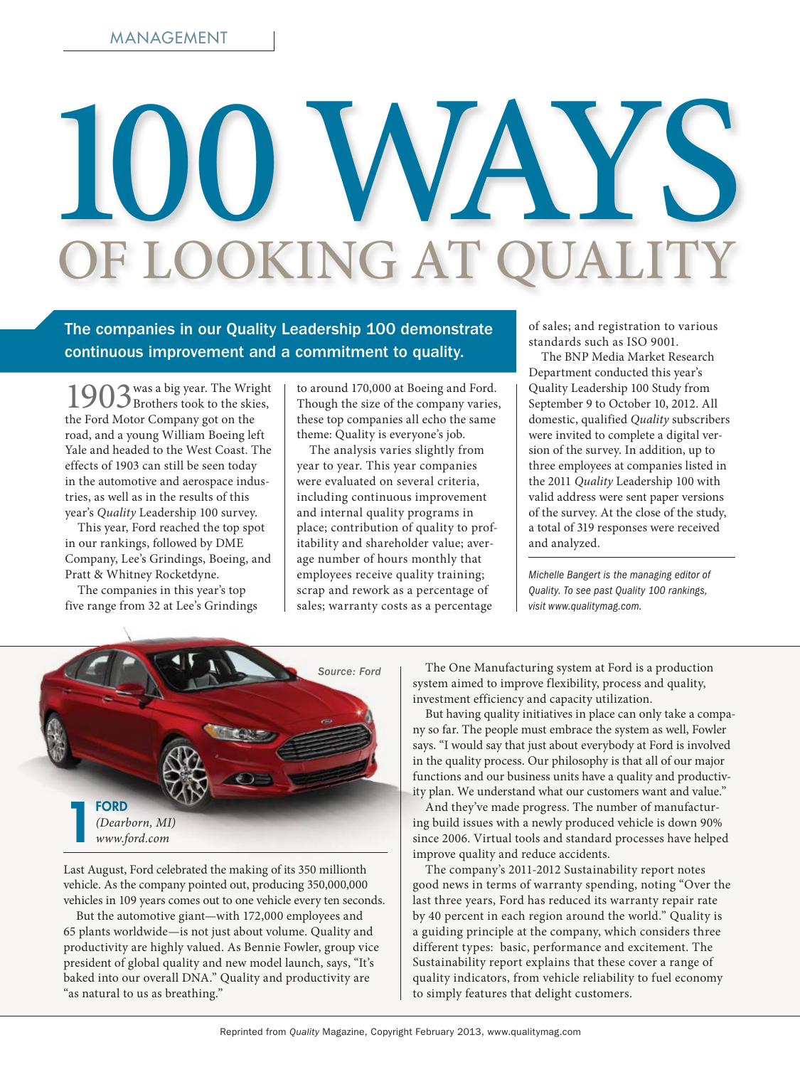MANAGEMENT

# 100 WAYS OF LOOKING AT QUALITY

**The companies in our Quality Leadership 100 demonstrate continuous improvement and a commitment to quality.**

1903 was a big year. The Wright Brothers took to the skies, the Ford Motor Company got on the road, and a young William Boeing left Yale and headed to the West Coast. The effects of 1903 can still be seen today in the automotive and aerospace industries, as well as in the results of this year's *Quality* Leadership 100 survey.

This year, Ford reached the top spot in our rankings, followed by DME Company, Lee's Grindings, Boeing, and Pratt & Whitney Rocketdyne.

The companies in this year's top five range from 32 at Lee's Grindings to around 170,000 at Boeing and Ford. Though the size of the company varies, these top companies all echo the same theme: Quality is everyone's job.

The analysis varies slightly from year to year. This year companies were evaluated on several criteria, including continuous improvement and internal quality programs in place; contribution of quality to profitability and shareholder value; average number of hours monthly that employees receive quality training; scrap and rework as a percentage of sales; warranty costs as a percentage of sales; and registration to various standards such as ISO 9001.

The BNP Media Market Research Department conducted this year's Quality Leadership 100 Study from September 9 to October 10, 2012. All domestic, qualified *Quality* subscribers were invited to complete a digital version of the survey. In addition, up to three employees at companies listed in the 2011 *Quality* Leadership 100 with valid address were sent paper versions of the survey. At the close of the study, a total of 319 responses were received and analyzed.

*Michelle Bangert is the managing editor of Quality. To see past Quality 100 rankings, visit www.qualitymag.com.*

*Source: Ford*

## 1 FORD

*(Dearborn, MI)*
*www.ford.com*

Last August, Ford celebrated the making of its 350 millionth vehicle. As the company pointed out, producing 350,000,000 vehicles in 109 years comes out to one vehicle every ten seconds.

But the automotive giant—with 172,000 employees and 65 plants worldwide—is not just about volume. Quality and productivity are highly valued. As Bennie Fowler, group vice president of global quality and new model launch, says, "It's baked into our overall DNA." Quality and productivity are "as natural to us as breathing."

The One Manufacturing system at Ford is a production system aimed to improve flexibility, process and quality, investment efficiency and capacity utilization.

But having quality initiatives in place can only take a company so far. The people must embrace the system as well, Fowler says. "I would say that just about everybody at Ford is involved in the quality process. Our philosophy is that all of our major functions and our business units have a quality and productivity plan. We understand what our customers want and value."

And they've made progress. The number of manufacturing build issues with a newly produced vehicle is down 90% since 2006. Virtual tools and standard processes have helped improve quality and reduce accidents.

The company's 2011-2012 Sustainability report notes good news in terms of warranty spending, noting "Over the last three years, Ford has reduced its warranty repair rate by 40 percent in each region around the world." Quality is a guiding principle at the company, which considers three different types: basic, performance and excitement. The Sustainability report explains that these cover a range of quality indicators, from vehicle reliability to fuel economy to simply features that delight customers.

Reprinted from *Quality* Magazine, Copyright February 2013, www.qualitymag.com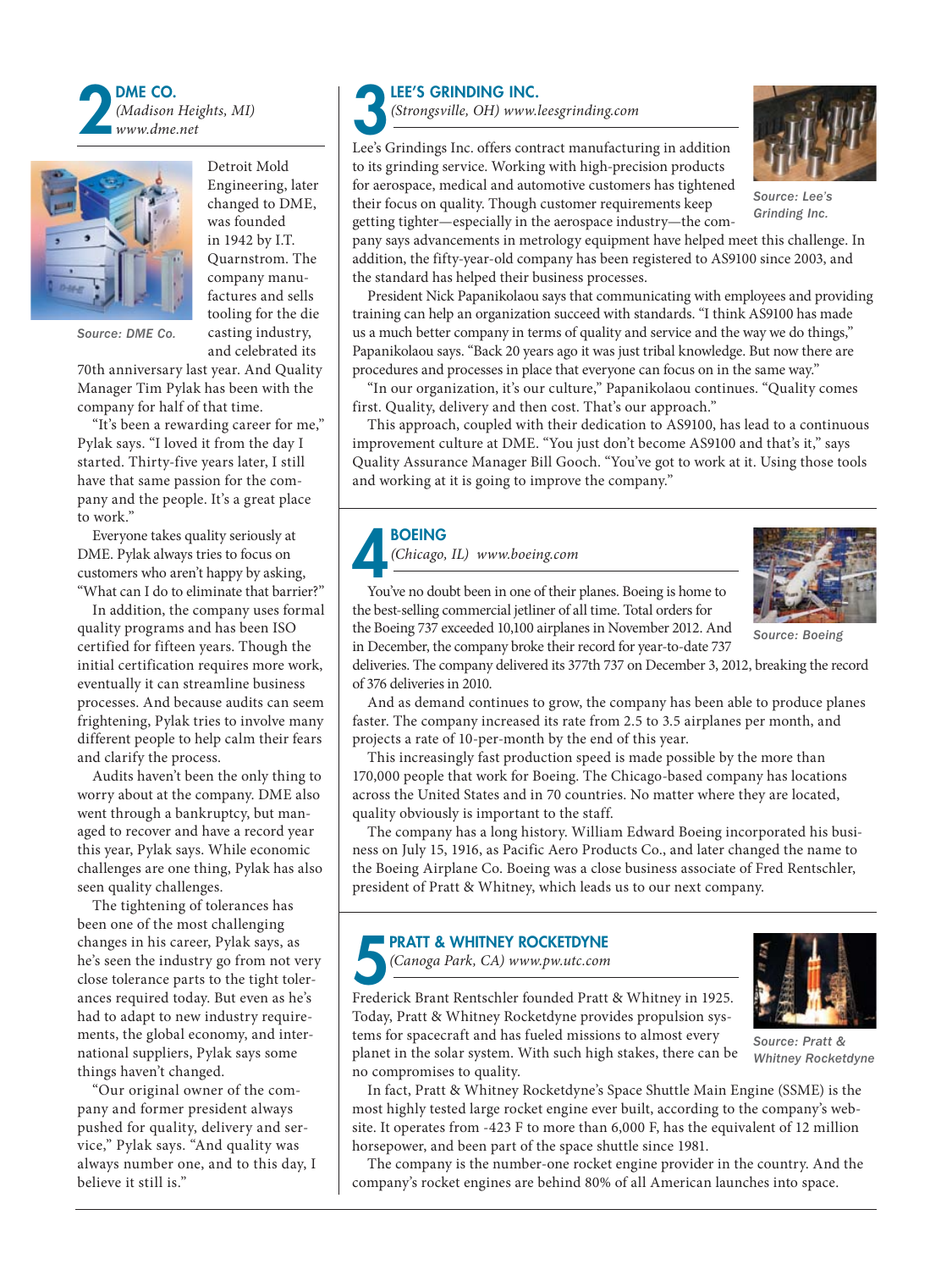## 2 DME CO.

*(Madison Heights, MI)*
*www.dme.net*

Source: DME Co.

Detroit Mold Engineering, later changed to DME, was founded in 1942 by I.T. Quarnstrom. The company manufactures and sells tooling for the die casting industry, and celebrated its 70th anniversary last year. And Quality Manager Tim Pylak has been with the company for half of that time.

"It's been a rewarding career for me," Pylak says. "I loved it from the day I started. Thirty-five years later, I still have that same passion for the company and the people. It's a great place to work."

Everyone takes quality seriously at DME. Pylak always tries to focus on customers who aren't happy by asking, "What can I do to eliminate that barrier?"

In addition, the company uses formal quality programs and has been ISO certified for fifteen years. Though the initial certification requires more work, eventually it can streamline business processes. And because audits can seem frightening, Pylak tries to involve many different people to help calm their fears and clarify the process.

Audits haven't been the only thing to worry about at the company. DME also went through a bankruptcy, but managed to recover and have a record year this year, Pylak says. While economic challenges are one thing, Pylak has also seen quality challenges.

The tightening of tolerances has been one of the most challenging changes in his career, Pylak says, as he's seen the industry go from not very close tolerance parts to the tight tolerances required today. But even as he's had to adapt to new industry requirements, the global economy, and international suppliers, Pylak says some things haven't changed.

"Our original owner of the company and former president always pushed for quality, delivery and service," Pylak says. "And quality was always number one, and to this day, I believe it still is."

## 3 LEE'S GRINDING INC.

*(Strongsville, OH) www.leesgrinding.com*

Source: Lee's Grinding Inc.

Lee's Grindings Inc. offers contract manufacturing in addition to its grinding service. Working with high-precision products for aerospace, medical and automotive customers has tightened their focus on quality. Though customer requirements keep getting tighter—especially in the aerospace industry—the company says advancements in metrology equipment have helped meet this challenge. In addition, the fifty-year-old company has been registered to AS9100 since 2003, and the standard has helped their business processes.

President Nick Papanikolaou says that communicating with employees and providing training can help an organization succeed with standards. "I think AS9100 has made us a much better company in terms of quality and service and the way we do things," Papanikolaou says. "Back 20 years ago it was just tribal knowledge. But now there are procedures and processes in place that everyone can focus on in the same way."

"In our organization, it's our culture," Papanikolaou continues. "Quality comes first. Quality, delivery and then cost. That's our approach."

This approach, coupled with their dedication to AS9100, has lead to a continuous improvement culture at DME. "You just don't become AS9100 and that's it," says Quality Assurance Manager Bill Gooch. "You've got to work at it. Using those tools and working at it is going to improve the company."

## 4 BOEING

*(Chicago, IL) www.boeing.com*

Source: Boeing

You've no doubt been in one of their planes. Boeing is home to the best-selling commercial jetliner of all time. Total orders for the Boeing 737 exceeded 10,100 airplanes in November 2012. And in December, the company broke their record for year-to-date 737 deliveries. The company delivered its 377th 737 on December 3, 2012, breaking the record of 376 deliveries in 2010.

And as demand continues to grow, the company has been able to produce planes faster. The company increased its rate from 2.5 to 3.5 airplanes per month, and projects a rate of 10-per-month by the end of this year.

This increasingly fast production speed is made possible by the more than 170,000 people that work for Boeing. The Chicago-based company has locations across the United States and in 70 countries. No matter where they are located, quality obviously is important to the staff.

The company has a long history. William Edward Boeing incorporated his business on July 15, 1916, as Pacific Aero Products Co., and later changed the name to the Boeing Airplane Co. Boeing was a close business associate of Fred Rentschler, president of Pratt & Whitney, which leads us to our next company.

## 5 PRATT & WHITNEY ROCKETDYNE

*(Canoga Park, CA) www.pw.utc.com*

Source: Pratt & Whitney Rocketdyne

Frederick Brant Rentschler founded Pratt & Whitney in 1925. Today, Pratt & Whitney Rocketdyne provides propulsion systems for spacecraft and has fueled missions to almost every planet in the solar system. With such high stakes, there can be no compromises to quality.

In fact, Pratt & Whitney Rocketdyne's Space Shuttle Main Engine (SSME) is the most highly tested large rocket engine ever built, according to the company's website. It operates from -423 F to more than 6,000 F, has the equivalent of 12 million horsepower, and been part of the space shuttle since 1981.

The company is the number-one rocket engine provider in the country. And the company's rocket engines are behind 80% of all American launches into space.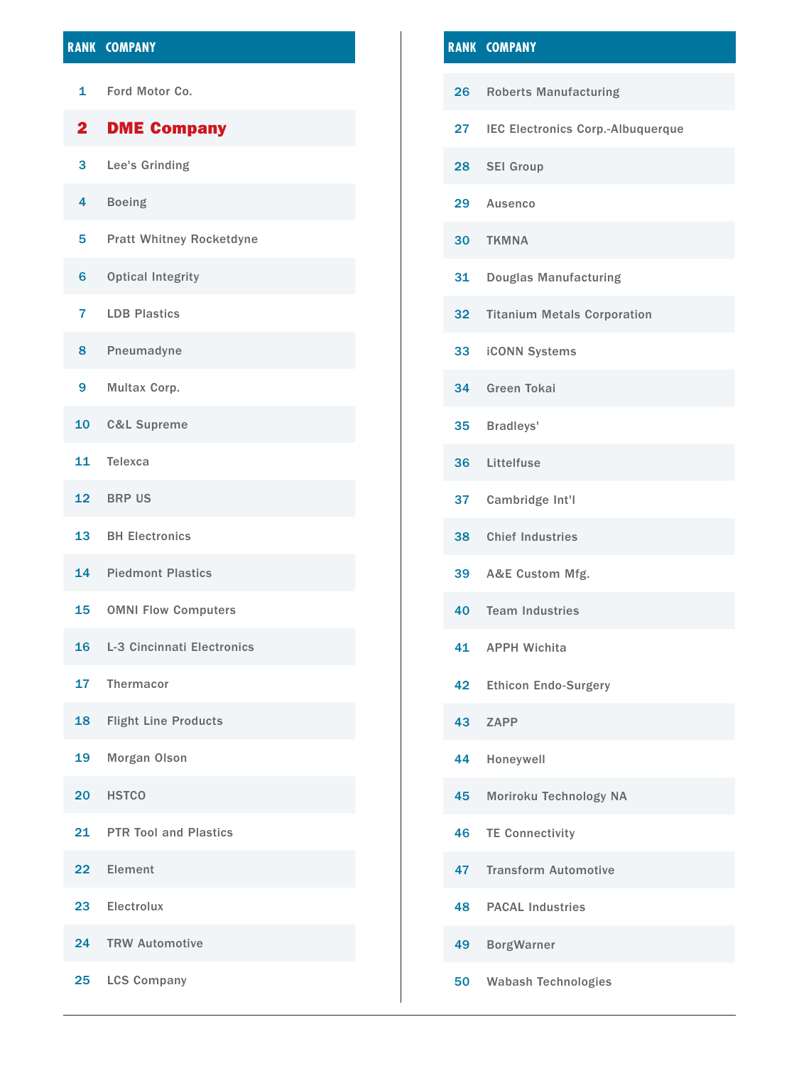| RANK | COMPANY |
|---|---|
| 1 | Ford Motor Co. |
| **2** | **DME Company** |
| 3 | Lee's Grinding |
| 4 | Boeing |
| 5 | Pratt Whitney Rocketdyne |
| 6 | Optical Integrity |
| 7 | LDB Plastics |
| 8 | Pneumadyne |
| 9 | Multax Corp. |
| 10 | C&L Supreme |
| 11 | Telexca |
| 12 | BRP US |
| 13 | BH Electronics |
| 14 | Piedmont Plastics |
| 15 | OMNI Flow Computers |
| 16 | L-3 Cincinnati Electronics |
| 17 | Thermacor |
| 18 | Flight Line Products |
| 19 | Morgan Olson |
| 20 | HSTCO |
| 21 | PTR Tool and Plastics |
| 22 | Element |
| 23 | Electrolux |
| 24 | TRW Automotive |
| 25 | LCS Company |

| RANK | COMPANY |
|---|---|
| 26 | Roberts Manufacturing |
| 27 | IEC Electronics Corp.-Albuquerque |
| 28 | SEI Group |
| 29 | Ausenco |
| 30 | TKMNA |
| 31 | Douglas Manufacturing |
| 32 | Titanium Metals Corporation |
| 33 | iCONN Systems |
| 34 | Green Tokai |
| 35 | Bradleys' |
| 36 | Littelfuse |
| 37 | Cambridge Int'l |
| 38 | Chief Industries |
| 39 | A&E Custom Mfg. |
| 40 | Team Industries |
| 41 | APPH Wichita |
| 42 | Ethicon Endo-Surgery |
| 43 | ZAPP |
| 44 | Honeywell |
| 45 | Moriroku Technology NA |
| 46 | TE Connectivity |
| 47 | Transform Automotive |
| 48 | PACAL Industries |
| 49 | BorgWarner |
| 50 | Wabash Technologies |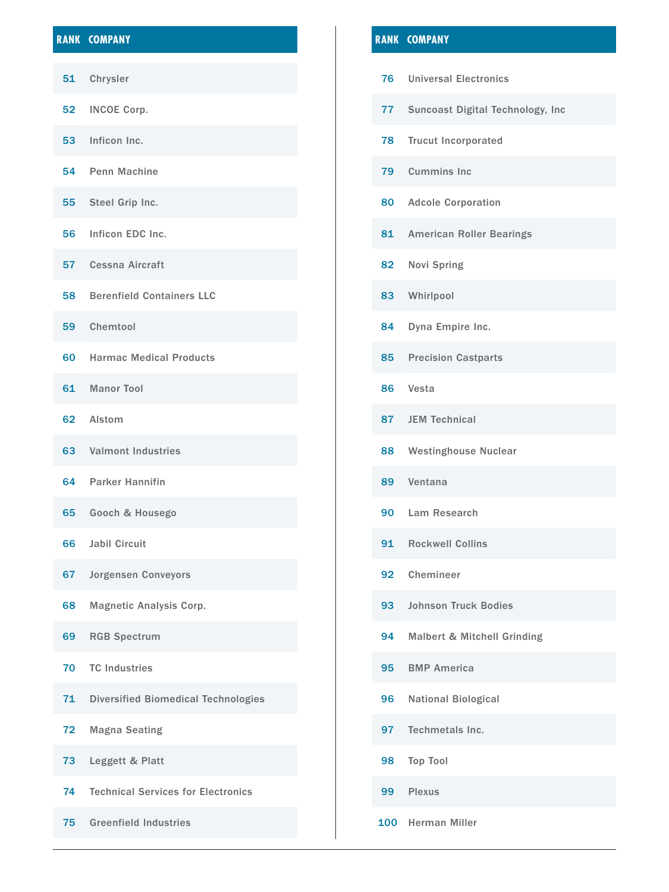| RANK | COMPANY |
|---|---|
| 51 | Chrysler |
| 52 | INCOE Corp. |
| 53 | Inficon Inc. |
| 54 | Penn Machine |
| 55 | Steel Grip Inc. |
| 56 | Inficon EDC Inc. |
| 57 | Cessna Aircraft |
| 58 | Berenfield Containers LLC |
| 59 | Chemtool |
| 60 | Harmac Medical Products |
| 61 | Manor Tool |
| 62 | Alstom |
| 63 | Valmont Industries |
| 64 | Parker Hannifin |
| 65 | Gooch & Housego |
| 66 | Jabil Circuit |
| 67 | Jorgensen Conveyors |
| 68 | Magnetic Analysis Corp. |
| 69 | RGB Spectrum |
| 70 | TC Industries |
| 71 | Diversified Biomedical Technologies |
| 72 | Magna Seating |
| 73 | Leggett & Platt |
| 74 | Technical Services for Electronics |
| 75 | Greenfield Industries |

| RANK | COMPANY |
|---|---|
| 76 | Universal Electronics |
| 77 | Suncoast Digital Technology, Inc |
| 78 | Trucut Incorporated |
| 79 | Cummins Inc |
| 80 | Adcole Corporation |
| 81 | American Roller Bearings |
| 82 | Novi Spring |
| 83 | Whirlpool |
| 84 | Dyna Empire Inc. |
| 85 | Precision Castparts |
| 86 | Vesta |
| 87 | JEM Technical |
| 88 | Westinghouse Nuclear |
| 89 | Ventana |
| 90 | Lam Research |
| 91 | Rockwell Collins |
| 92 | Chemineer |
| 93 | Johnson Truck Bodies |
| 94 | Malbert & Mitchell Grinding |
| 95 | BMP America |
| 96 | National Biological |
| 97 | Techmetals Inc. |
| 98 | Top Tool |
| 99 | Plexus |
| 100 | Herman Miller |